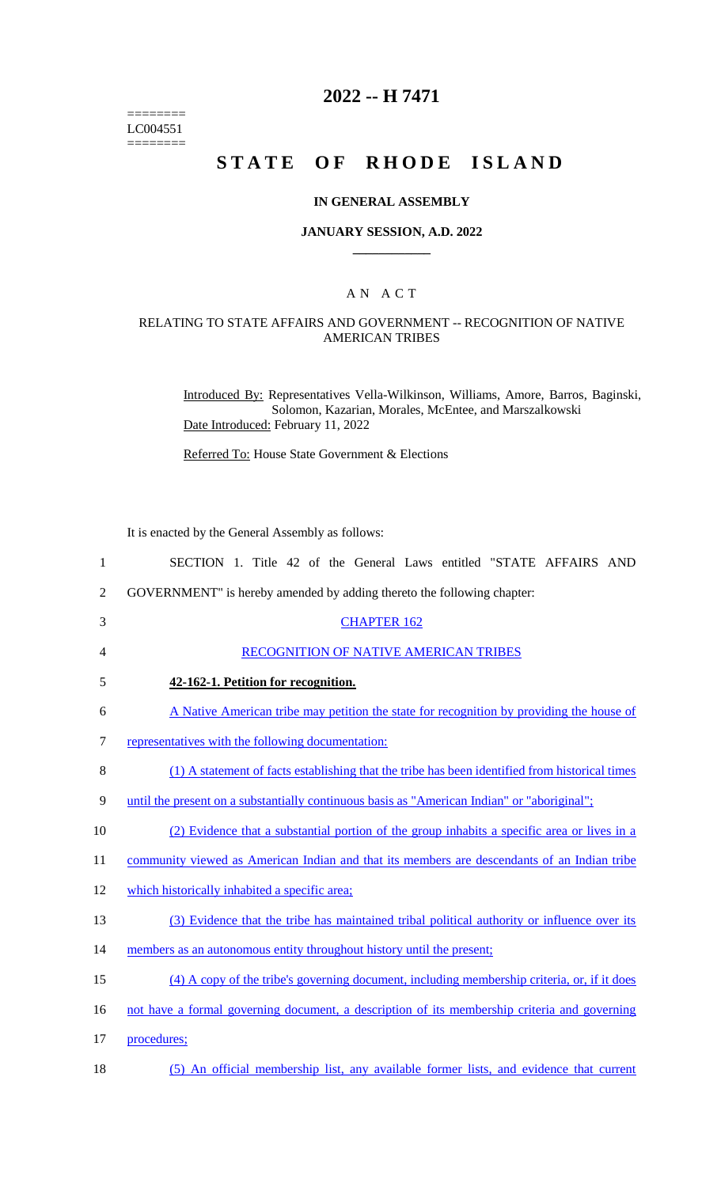========
LC004551
========

# 2022 -- H 7471

# STATE OF RHODE ISLAND

**IN GENERAL ASSEMBLY**

**JANUARY SESSION, A.D. 2022**

A N A C T

RELATING TO STATE AFFAIRS AND GOVERNMENT -- RECOGNITION OF NATIVE AMERICAN TRIBES

Introduced By: Representatives Vella-Wilkinson, Williams, Amore, Barros, Baginski, Solomon, Kazarian, Morales, McEntee, and Marszalkowski

Date Introduced: February 11, 2022

Referred To: House State Government & Elections

It is enacted by the General Assembly as follows:

1 SECTION 1. Title 42 of the General Laws entitled "STATE AFFAIRS AND
2 GOVERNMENT" is hereby amended by adding thereto the following chapter:

3 CHAPTER 162

4 RECOGNITION OF NATIVE AMERICAN TRIBES

5 **42-162-1. Petition for recognition.**

6 A Native American tribe may petition the state for recognition by providing the house of
7 representatives with the following documentation:

8 (1) A statement of facts establishing that the tribe has been identified from historical times
9 until the present on a substantially continuous basis as "American Indian" or "aboriginal";

10 (2) Evidence that a substantial portion of the group inhabits a specific area or lives in a
11 community viewed as American Indian and that its members are descendants of an Indian tribe
12 which historically inhabited a specific area;

13 (3) Evidence that the tribe has maintained tribal political authority or influence over its
14 members as an autonomous entity throughout history until the present;

15 (4) A copy of the tribe's governing document, including membership criteria, or, if it does
16 not have a formal governing document, a description of its membership criteria and governing
17 procedures;

18 (5) An official membership list, any available former lists, and evidence that current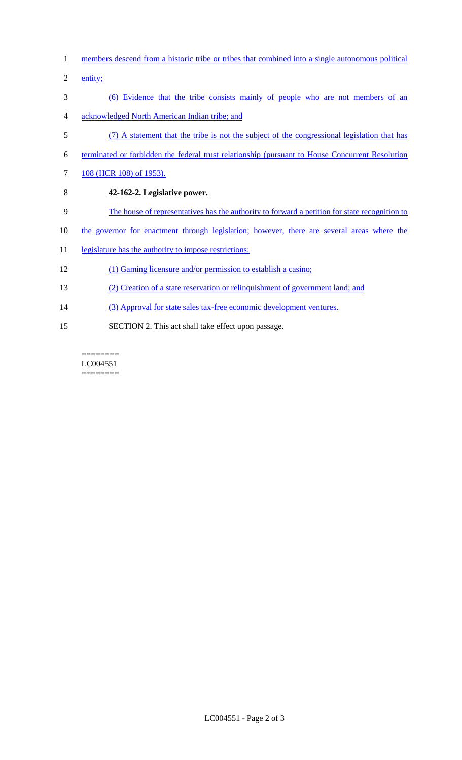members descend from a historic tribe or tribes that combined into a single autonomous political entity;

(6) Evidence that the tribe consists mainly of people who are not members of an acknowledged North American Indian tribe; and

(7) A statement that the tribe is not the subject of the congressional legislation that has terminated or forbidden the federal trust relationship (pursuant to House Concurrent Resolution 108 (HCR 108) of 1953).

**42-162-2. Legislative power.**

The house of representatives has the authority to forward a petition for state recognition to the governor for enactment through legislation; however, there are several areas where the legislature has the authority to impose restrictions:

(1) Gaming licensure and/or permission to establish a casino;

(2) Creation of a state reservation or relinquishment of government land; and

(3) Approval for state sales tax-free economic development ventures.

SECTION 2. This act shall take effect upon passage.

========
LC004551
========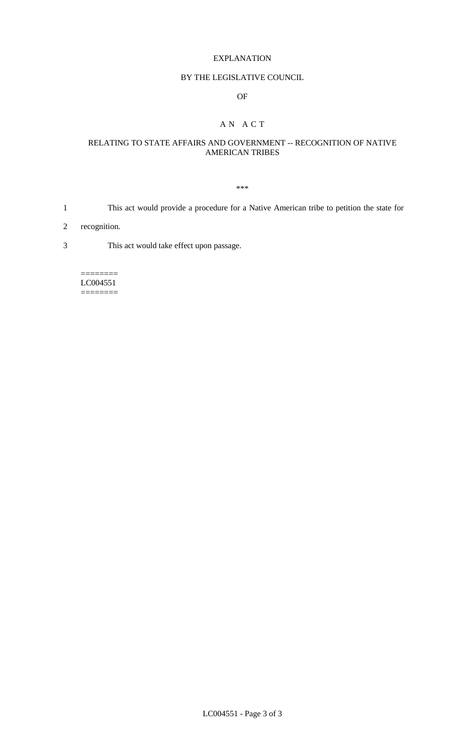EXPLANATION

BY THE LEGISLATIVE COUNCIL

OF

# A N A C T

RELATING TO STATE AFFAIRS AND GOVERNMENT -- RECOGNITION OF NATIVE AMERICAN TRIBES

\*\*\*

1 This act would provide a procedure for a Native American tribe to petition the state for
2 recognition.
3 This act would take effect upon passage.

========
LC004551
========